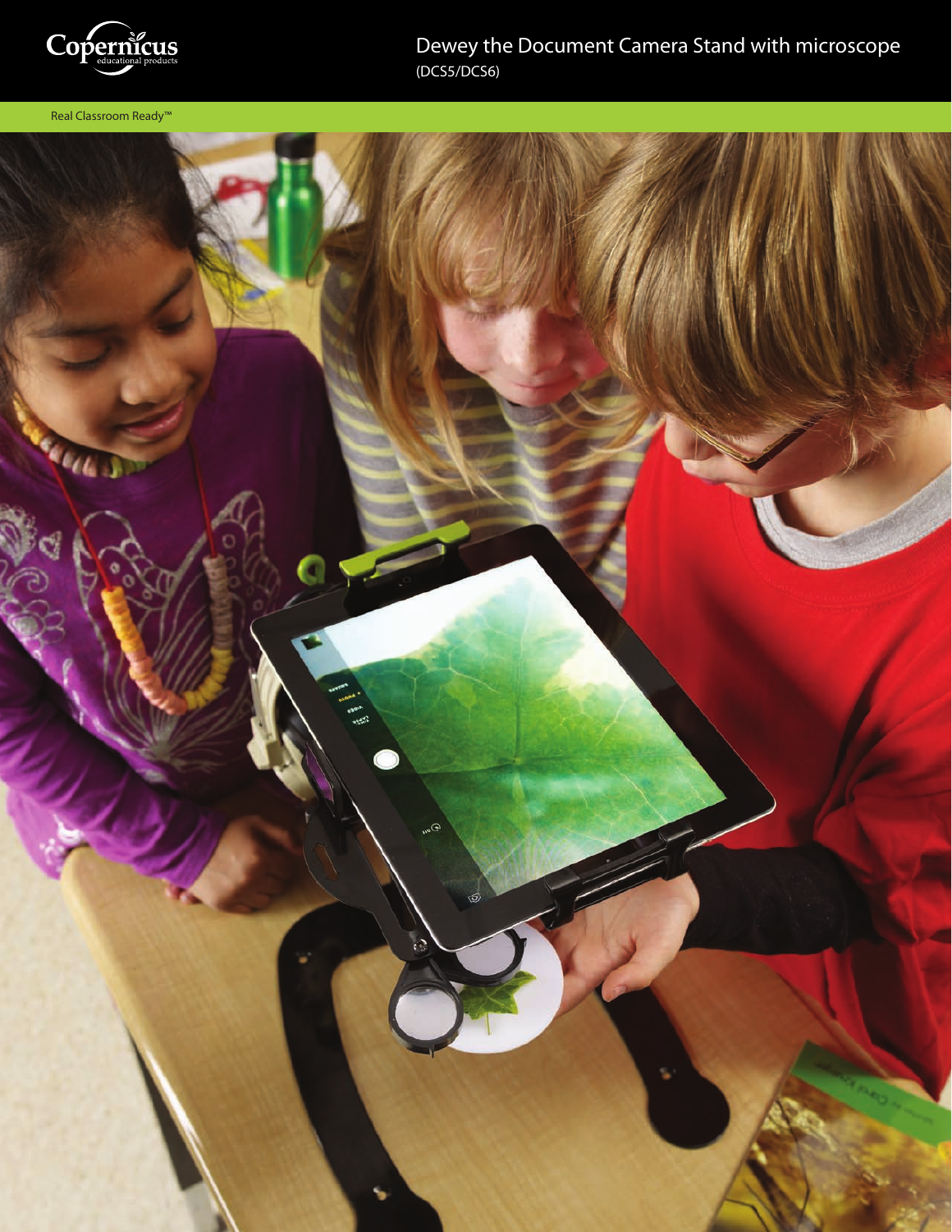Copernicus educational products

# Dewey the Document Camera Stand with microscope

(DCS5/DCS6)

Real Classroom Ready™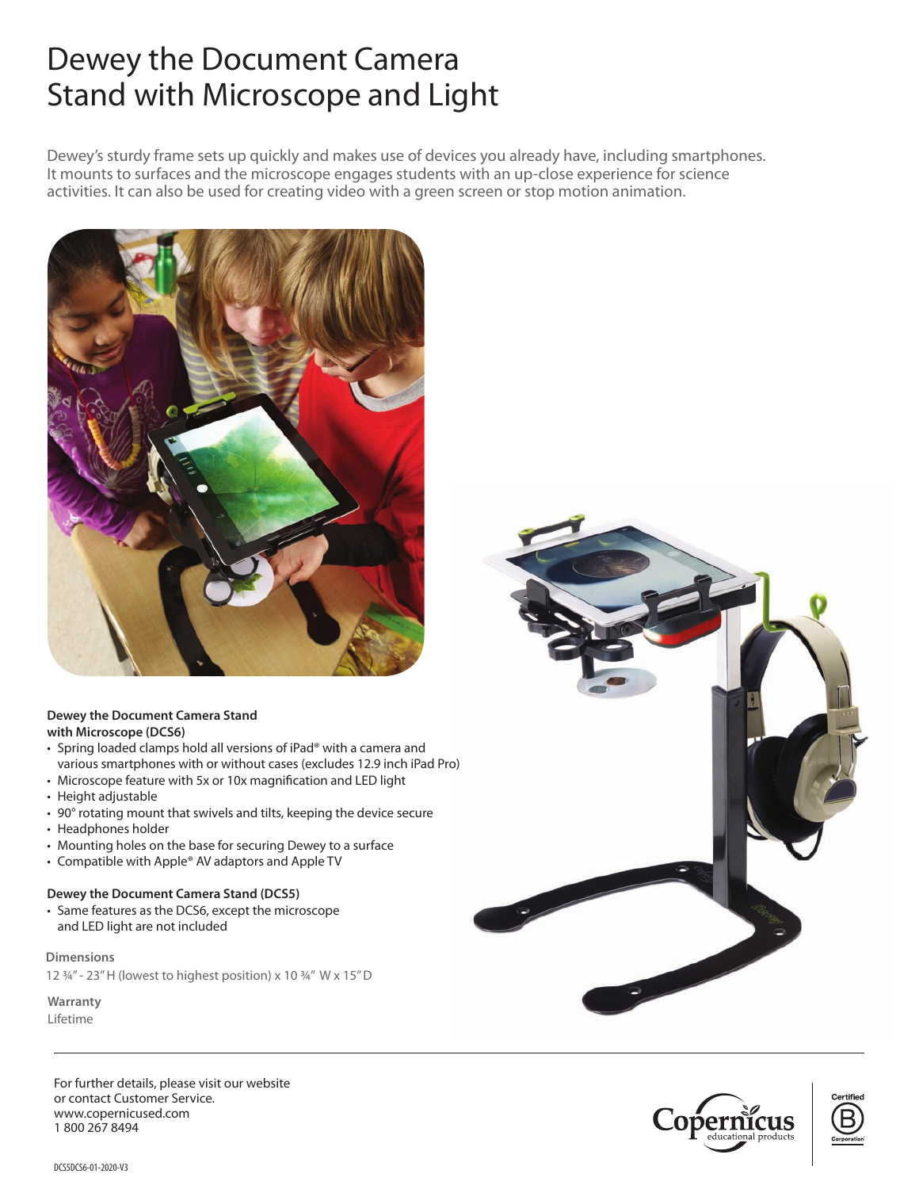# Dewey the Document Camera Stand with Microscope and Light

Dewey's sturdy frame sets up quickly and makes use of devices you already have, including smartphones. It mounts to surfaces and the microscope engages students with an up-close experience for science activities. It can also be used for creating video with a green screen or stop motion animation.

**Dewey the Document Camera Stand with Microscope (DCS6)**

- Spring loaded clamps hold all versions of iPad® with a camera and various smartphones with or without cases (excludes 12.9 inch iPad Pro)
- Microscope feature with 5x or 10x magnification and LED light
- Height adjustable
- 90° rotating mount that swivels and tilts, keeping the device secure
- Headphones holder
- Mounting holes on the base for securing Dewey to a surface
- Compatible with Apple® AV adaptors and Apple TV

**Dewey the Document Camera Stand (DCS5)**

- Same features as the DCS6, except the microscope and LED light are not included

**Dimensions**

12 ¾" - 23" H (lowest to highest position) x 10 ¾" W x 15" D

**Warranty**

Lifetime

For further details, please visit our website or contact Customer Service.
www.copernicused.com
1 800 267 8494

Copernicus educational products

Certified B Corporation

DCS5DCS6-01-2020-V3